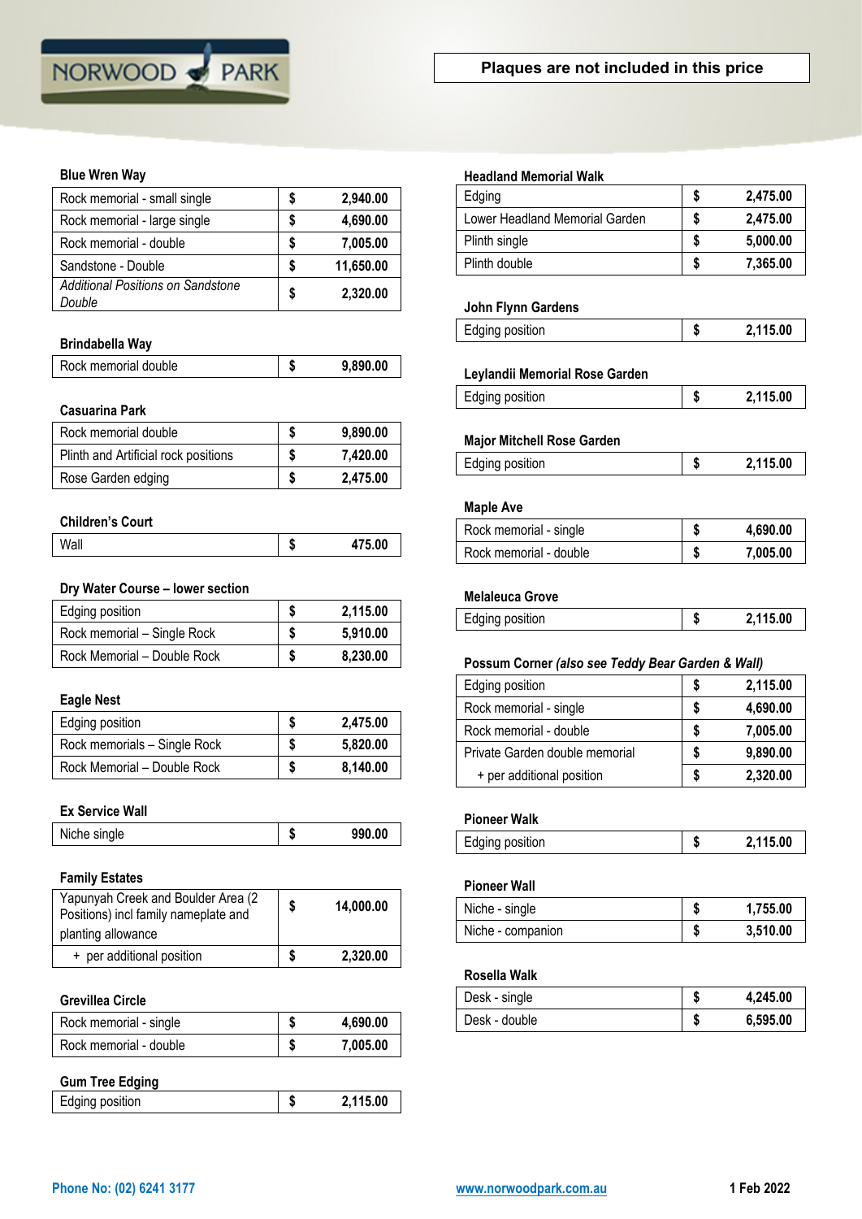NORWOOD PARK

**Plaques are not included in this price**

### Blue Wren Way

| | | |
|---|---|---|
| Rock memorial - small single | $ | 2,940.00 |
| Rock memorial - large single | $ | 4,690.00 |
| Rock memorial - double | $ | 7,005.00 |
| Sandstone - Double | $ | 11,650.00 |
| *Additional Positions on Sandstone Double* | $ | 2,320.00 |

### Brindabella Way

| | | |
|---|---|---|
| Rock memorial double | $ | 9,890.00 |

### Casuarina Park

| | | |
|---|---|---|
| Rock memorial double | $ | 9,890.00 |
| Plinth and Artificial rock positions | $ | 7,420.00 |
| Rose Garden edging | $ | 2,475.00 |

### Children's Court

| | | |
|---|---|---|
| Wall | $ | 475.00 |

### Dry Water Course – lower section

| | | |
|---|---|---|
| Edging position | $ | 2,115.00 |
| Rock memorial – Single Rock | $ | 5,910.00 |
| Rock Memorial – Double Rock | $ | 8,230.00 |

### Eagle Nest

| | | |
|---|---|---|
| Edging position | $ | 2,475.00 |
| Rock memorials – Single Rock | $ | 5,820.00 |
| Rock Memorial – Double Rock | $ | 8,140.00 |

### Ex Service Wall

| | | |
|---|---|---|
| Niche single | $ | 990.00 |

### Family Estates

| | | |
|---|---|---|
| Yapunyah Creek and Boulder Area (2 Positions) incl family nameplate and planting allowance | $ | 14,000.00 |
| + per additional position | $ | 2,320.00 |

### Grevillea Circle

| | | |
|---|---|---|
| Rock memorial - single | $ | 4,690.00 |
| Rock memorial - double | $ | 7,005.00 |

### Gum Tree Edging

| | | |
|---|---|---|
| Edging position | $ | 2,115.00 |

### Headland Memorial Walk

| | | |
|---|---|---|
| Edging | $ | 2,475.00 |
| Lower Headland Memorial Garden | $ | 2,475.00 |
| Plinth single | $ | 5,000.00 |
| Plinth double | $ | 7,365.00 |

### John Flynn Gardens

| | | |
|---|---|---|
| Edging position | $ | 2,115.00 |

### Leylandii Memorial Rose Garden

| | | |
|---|---|---|
| Edging position | $ | 2,115.00 |

### Major Mitchell Rose Garden

| | | |
|---|---|---|
| Edging position | $ | 2,115.00 |

### Maple Ave

| | | |
|---|---|---|
| Rock memorial - single | $ | 4,690.00 |
| Rock memorial - double | $ | 7,005.00 |

### Melaleuca Grove

| | | |
|---|---|---|
| Edging position | $ | 2,115.00 |

### Possum Corner *(also see Teddy Bear Garden & Wall)*

| | | |
|---|---|---|
| Edging position | $ | 2,115.00 |
| Rock memorial - single | $ | 4,690.00 |
| Rock memorial - double | $ | 7,005.00 |
| Private Garden double memorial | $ | 9,890.00 |
| + per additional position | $ | 2,320.00 |

### Pioneer Walk

| | | |
|---|---|---|
| Edging position | $ | 2,115.00 |

### Pioneer Wall

| | | |
|---|---|---|
| Niche - single | $ | 1,755.00 |
| Niche - companion | $ | 3,510.00 |

### Rosella Walk

| | | |
|---|---|---|
| Desk - single | $ | 4,245.00 |
| Desk - double | $ | 6,595.00 |

**Phone No: (02) 6241 3177** www.norwoodpark.com.au **1 Feb 2022**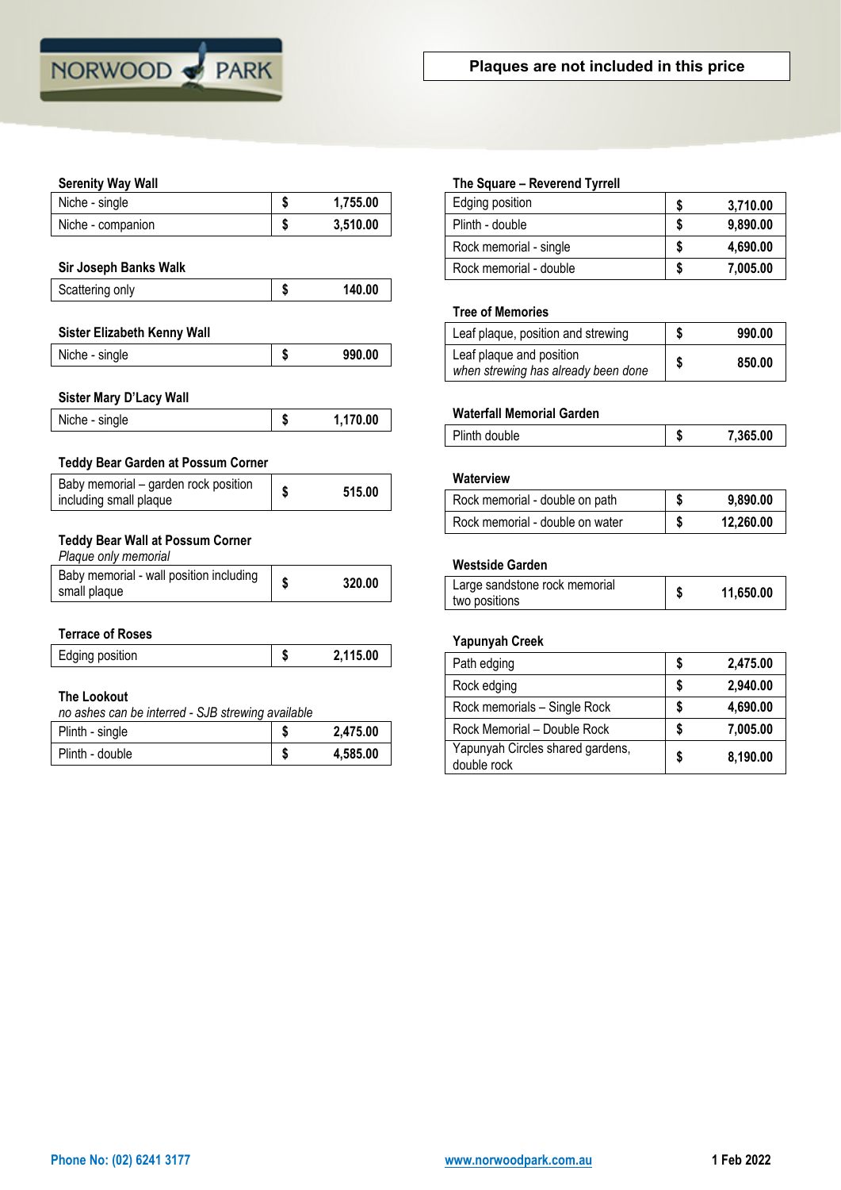NORWOOD PARK

**Plaques are not included in this price**

### Serenity Way Wall

| | | |
|---|---|---|
| Niche - single | $ | 1,755.00 |
| Niche - companion | $ | 3,510.00 |

### Sir Joseph Banks Walk

| | | |
|---|---|---|
| Scattering only | $ | 140.00 |

### Sister Elizabeth Kenny Wall

| | | |
|---|---|---|
| Niche - single | $ | 990.00 |

### Sister Mary D'Lacy Wall

| | | |
|---|---|---|
| Niche - single | $ | 1,170.00 |

### Teddy Bear Garden at Possum Corner

| | | |
|---|---|---|
| Baby memorial – garden rock position including small plaque | $ | 515.00 |

### Teddy Bear Wall at Possum Corner

*Plaque only memorial*

| | | |
|---|---|---|
| Baby memorial - wall position including small plaque | $ | 320.00 |

### Terrace of Roses

| | | |
|---|---|---|
| Edging position | $ | 2,115.00 |

### The Lookout

*no ashes can be interred - SJB strewing available*

| | | |
|---|---|---|
| Plinth - single | $ | 2,475.00 |
| Plinth - double | $ | 4,585.00 |

### The Square – Reverend Tyrrell

| | | |
|---|---|---|
| Edging position | $ | 3,710.00 |
| Plinth - double | $ | 9,890.00 |
| Rock memorial - single | $ | 4,690.00 |
| Rock memorial - double | $ | 7,005.00 |

### Tree of Memories

| | | |
|---|---|---|
| Leaf plaque, position and strewing | $ | 990.00 |
| Leaf plaque and position *when strewing has already been done* | $ | 850.00 |

### Waterfall Memorial Garden

| | | |
|---|---|---|
| Plinth double | $ | 7,365.00 |

### Waterview

| | | |
|---|---|---|
| Rock memorial - double on path | $ | 9,890.00 |
| Rock memorial - double on water | $ | 12,260.00 |

### Westside Garden

| | | |
|---|---|---|
| Large sandstone rock memorial two positions | $ | 11,650.00 |

### Yapunyah Creek

| | | |
|---|---|---|
| Path edging | $ | 2,475.00 |
| Rock edging | $ | 2,940.00 |
| Rock memorials – Single Rock | $ | 4,690.00 |
| Rock Memorial – Double Rock | $ | 7,005.00 |
| Yapunyah Circles shared gardens, double rock | $ | 8,190.00 |

Phone No: (02) 6241 3177 www.norwoodpark.com.au 1 Feb 2022